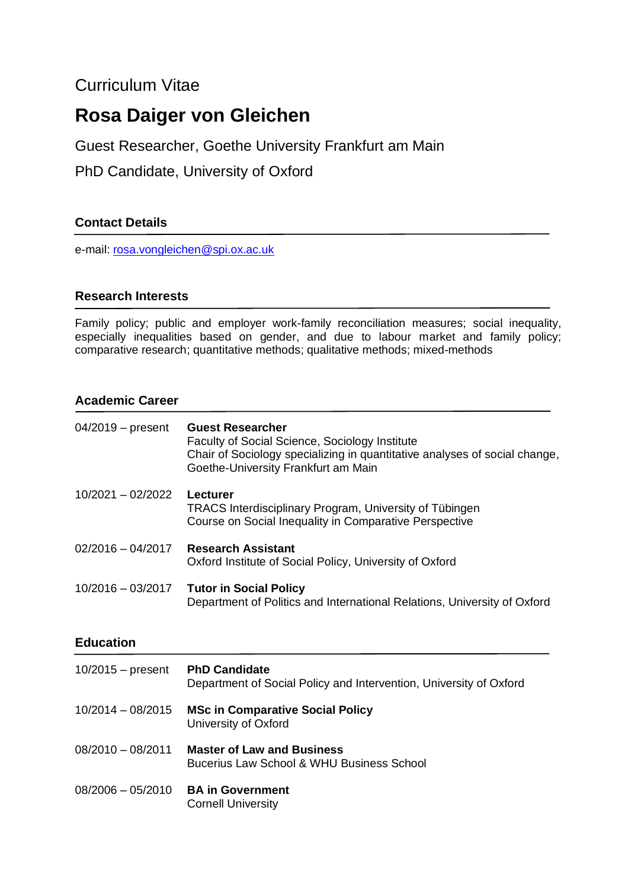Curriculum Vitae

# Rosa Daiger von Gleichen

Guest Researcher, Goethe University Frankfurt am Main

PhD Candidate, University of Oxford

## Contact Details

e-mail: rosa.vongleichen@spi.ox.ac.uk

## Research Interests

Family policy; public and employer work-family reconciliation measures; social inequality, especially inequalities based on gender, and due to labour market and family policy; comparative research; quantitative methods; qualitative methods; mixed-methods

## Academic Career

04/2019 – present **Guest Researcher**
Faculty of Social Science, Sociology Institute
Chair of Sociology specializing in quantitative analyses of social change, Goethe-University Frankfurt am Main

10/2021 – 02/2022 **Lecturer**
TRACS Interdisciplinary Program, University of Tübingen
Course on Social Inequality in Comparative Perspective

02/2016 – 04/2017 **Research Assistant**
Oxford Institute of Social Policy, University of Oxford

10/2016 – 03/2017 **Tutor in Social Policy**
Department of Politics and International Relations, University of Oxford

## Education

10/2015 – present **PhD Candidate**
Department of Social Policy and Intervention, University of Oxford

10/2014 – 08/2015 **MSc in Comparative Social Policy**
University of Oxford

08/2010 – 08/2011 **Master of Law and Business**
Bucerius Law School & WHU Business School

08/2006 – 05/2010 **BA in Government**
Cornell University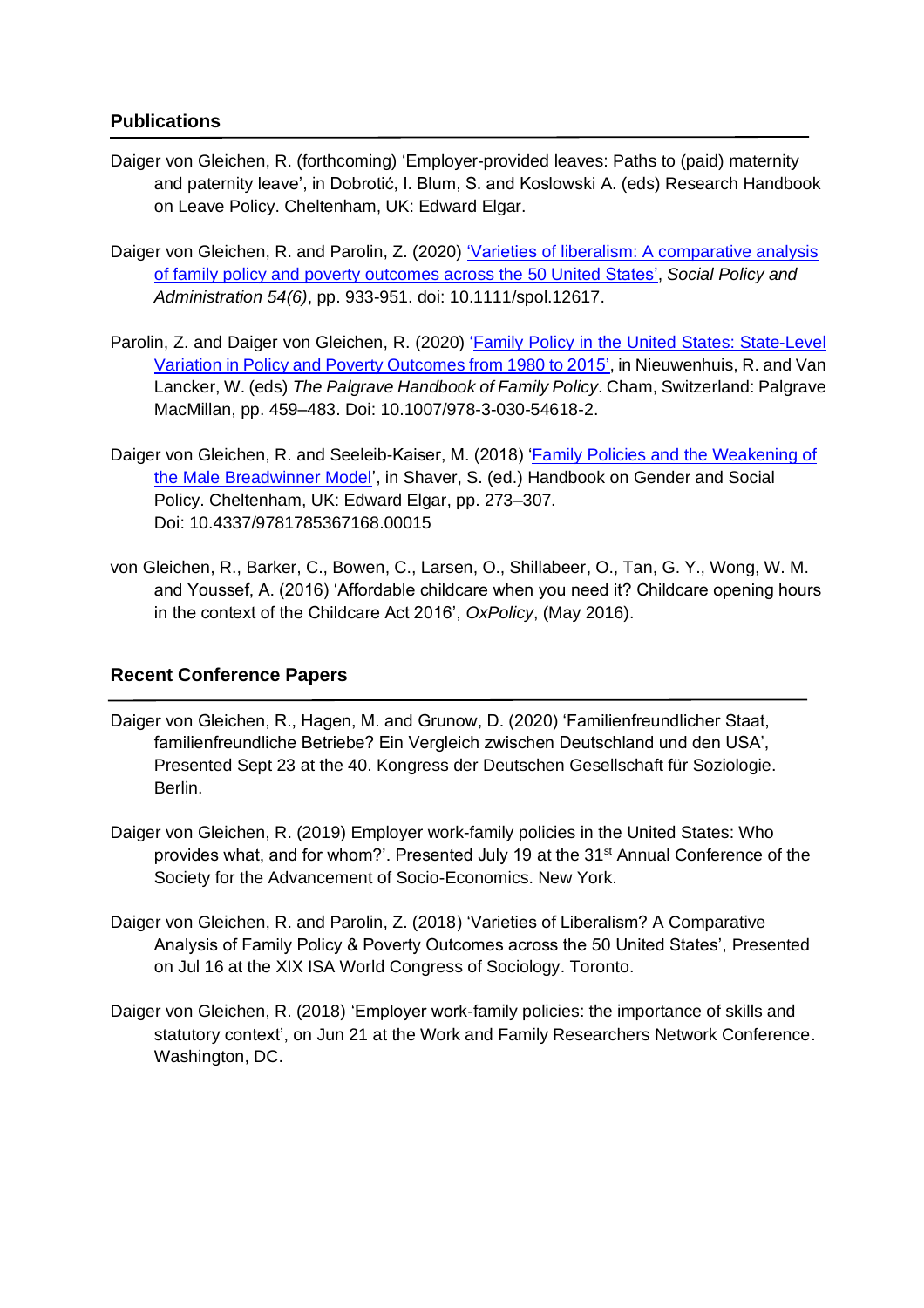## Publications

Daiger von Gleichen, R. (forthcoming) 'Employer-provided leaves: Paths to (paid) maternity and paternity leave', in Dobrotić, I. Blum, S. and Koslowski A. (eds) Research Handbook on Leave Policy. Cheltenham, UK: Edward Elgar.

Daiger von Gleichen, R. and Parolin, Z. (2020) 'Varieties of liberalism: A comparative analysis of family policy and poverty outcomes across the 50 United States', *Social Policy and Administration 54(6)*, pp. 933-951. doi: 10.1111/spol.12617.

Parolin, Z. and Daiger von Gleichen, R. (2020) 'Family Policy in the United States: State-Level Variation in Policy and Poverty Outcomes from 1980 to 2015', in Nieuwenhuis, R. and Van Lancker, W. (eds) *The Palgrave Handbook of Family Policy*. Cham, Switzerland: Palgrave MacMillan, pp. 459–483. Doi: 10.1007/978-3-030-54618-2.

Daiger von Gleichen, R. and Seeleib-Kaiser, M. (2018) 'Family Policies and the Weakening of the Male Breadwinner Model', in Shaver, S. (ed.) Handbook on Gender and Social Policy. Cheltenham, UK: Edward Elgar, pp. 273–307. Doi: 10.4337/9781785367168.00015

von Gleichen, R., Barker, C., Bowen, C., Larsen, O., Shillabeer, O., Tan, G. Y., Wong, W. M. and Youssef, A. (2016) 'Affordable childcare when you need it? Childcare opening hours in the context of the Childcare Act 2016', *OxPolicy*, (May 2016).

## Recent Conference Papers

Daiger von Gleichen, R., Hagen, M. and Grunow, D. (2020) 'Familienfreundlicher Staat, familienfreundliche Betriebe? Ein Vergleich zwischen Deutschland und den USA', Presented Sept 23 at the 40. Kongress der Deutschen Gesellschaft für Soziologie. Berlin.

Daiger von Gleichen, R. (2019) Employer work-family policies in the United States: Who provides what, and for whom?'. Presented July 19 at the 31st Annual Conference of the Society for the Advancement of Socio-Economics. New York.

Daiger von Gleichen, R. and Parolin, Z. (2018) 'Varieties of Liberalism? A Comparative Analysis of Family Policy & Poverty Outcomes across the 50 United States', Presented on Jul 16 at the XIX ISA World Congress of Sociology. Toronto.

Daiger von Gleichen, R. (2018) 'Employer work-family policies: the importance of skills and statutory context', on Jun 21 at the Work and Family Researchers Network Conference. Washington, DC.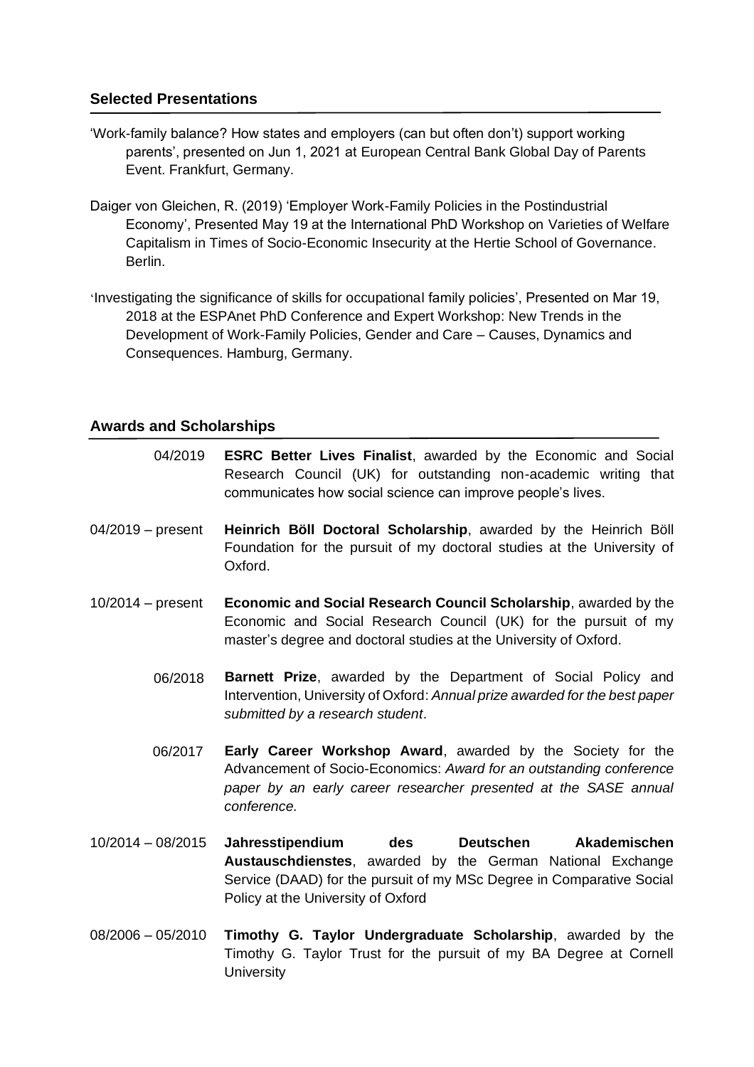## Selected Presentations

'Work-family balance? How states and employers (can but often don't) support working parents', presented on Jun 1, 2021 at European Central Bank Global Day of Parents Event. Frankfurt, Germany.

Daiger von Gleichen, R. (2019) 'Employer Work-Family Policies in the Postindustrial Economy', Presented May 19 at the International PhD Workshop on Varieties of Welfare Capitalism in Times of Socio-Economic Insecurity at the Hertie School of Governance. Berlin.

'Investigating the significance of skills for occupational family policies', Presented on Mar 19, 2018 at the ESPAnet PhD Conference and Expert Workshop: New Trends in the Development of Work-Family Policies, Gender and Care – Causes, Dynamics and Consequences. Hamburg, Germany.

## Awards and Scholarships

04/2019 **ESRC Better Lives Finalist**, awarded by the Economic and Social Research Council (UK) for outstanding non-academic writing that communicates how social science can improve people's lives.

04/2019 – present **Heinrich Böll Doctoral Scholarship**, awarded by the Heinrich Böll Foundation for the pursuit of my doctoral studies at the University of Oxford.

10/2014 – present **Economic and Social Research Council Scholarship**, awarded by the Economic and Social Research Council (UK) for the pursuit of my master's degree and doctoral studies at the University of Oxford.

06/2018 **Barnett Prize**, awarded by the Department of Social Policy and Intervention, University of Oxford: *Annual prize awarded for the best paper submitted by a research student*.

06/2017 **Early Career Workshop Award**, awarded by the Society for the Advancement of Socio-Economics: *Award for an outstanding conference paper by an early career researcher presented at the SASE annual conference.*

10/2014 – 08/2015 **Jahresstipendium des Deutschen Akademischen Austauschdienstes**, awarded by the German National Exchange Service (DAAD) for the pursuit of my MSc Degree in Comparative Social Policy at the University of Oxford

08/2006 – 05/2010 **Timothy G. Taylor Undergraduate Scholarship**, awarded by the Timothy G. Taylor Trust for the pursuit of my BA Degree at Cornell University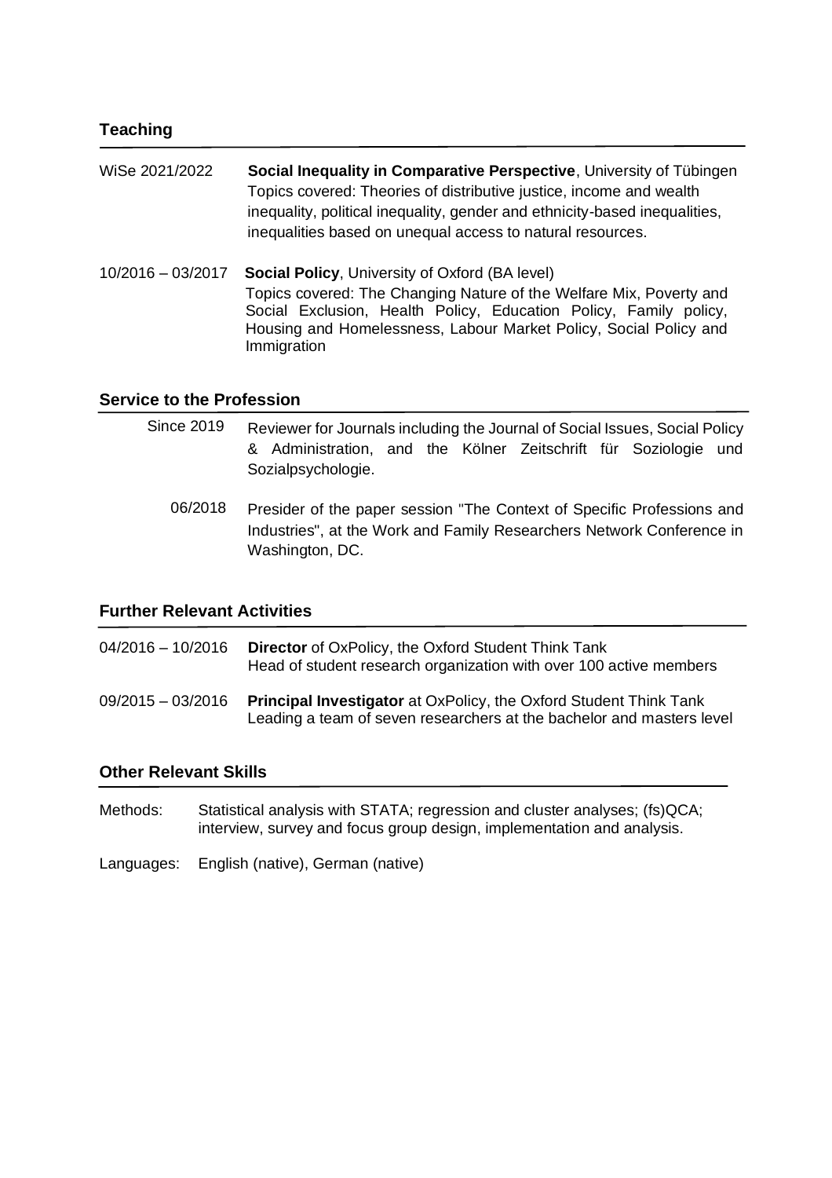## Teaching

WiSe 2021/2022 **Social Inequality in Comparative Perspective**, University of Tübingen
Topics covered: Theories of distributive justice, income and wealth inequality, political inequality, gender and ethnicity-based inequalities, inequalities based on unequal access to natural resources.

10/2016 – 03/2017 **Social Policy**, University of Oxford (BA level)
Topics covered: The Changing Nature of the Welfare Mix, Poverty and Social Exclusion, Health Policy, Education Policy, Family policy, Housing and Homelessness, Labour Market Policy, Social Policy and Immigration

## Service to the Profession

Since 2019 Reviewer for Journals including the Journal of Social Issues, Social Policy & Administration, and the Kölner Zeitschrift für Soziologie und Sozialpsychologie.

06/2018 Presider of the paper session "The Context of Specific Professions and Industries", at the Work and Family Researchers Network Conference in Washington, DC.

## Further Relevant Activities

04/2016 – 10/2016 **Director** of OxPolicy, the Oxford Student Think Tank
Head of student research organization with over 100 active members

09/2015 – 03/2016 **Principal Investigator** at OxPolicy, the Oxford Student Think Tank
Leading a team of seven researchers at the bachelor and masters level

## Other Relevant Skills

Methods: Statistical analysis with STATA; regression and cluster analyses; (fs)QCA; interview, survey and focus group design, implementation and analysis.

Languages: English (native), German (native)